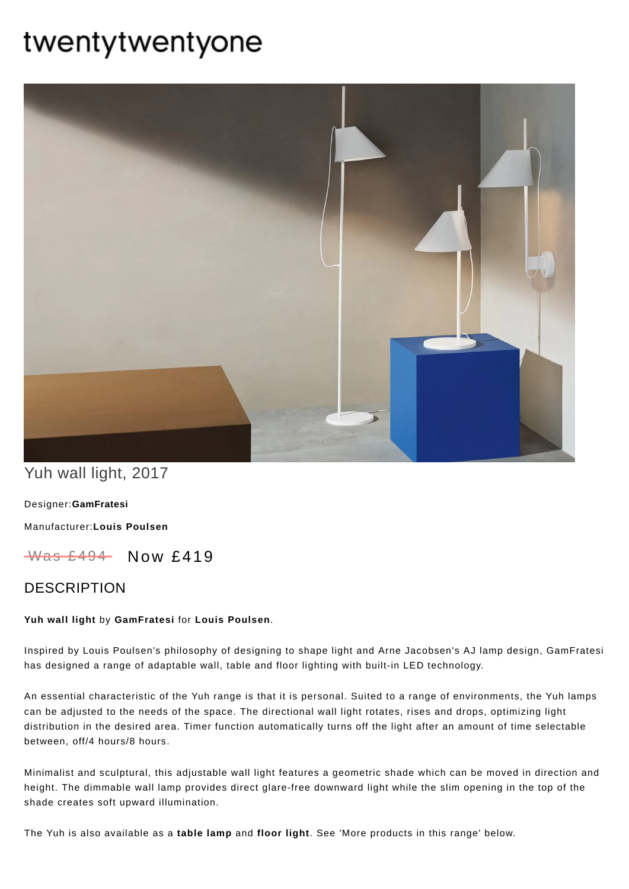# twentytwentyone

Yuh wall light, 2017

Designer:**GamFratesi**

Manufacturer:**Louis Poulsen**

~~Was £494~~ Now £419

## DESCRIPTION

**Yuh wall light** by **GamFratesi** for **Louis Poulsen**.

Inspired by Louis Poulsen's philosophy of designing to shape light and Arne Jacobsen's AJ lamp design, GamFratesi has designed a range of adaptable wall, table and floor lighting with built-in LED technology.

An essential characteristic of the Yuh range is that it is personal. Suited to a range of environments, the Yuh lamps can be adjusted to the needs of the space. The directional wall light rotates, rises and drops, optimizing light distribution in the desired area. Timer function automatically turns off the light after an amount of time selectable between, off/4 hours/8 hours.

Minimalist and sculptural, this adjustable wall light features a geometric shade which can be moved in direction and height. The dimmable wall lamp provides direct glare-free downward light while the slim opening in the top of the shade creates soft upward illumination.

The Yuh is also available as a **table lamp** and **floor light**. See 'More products in this range' below.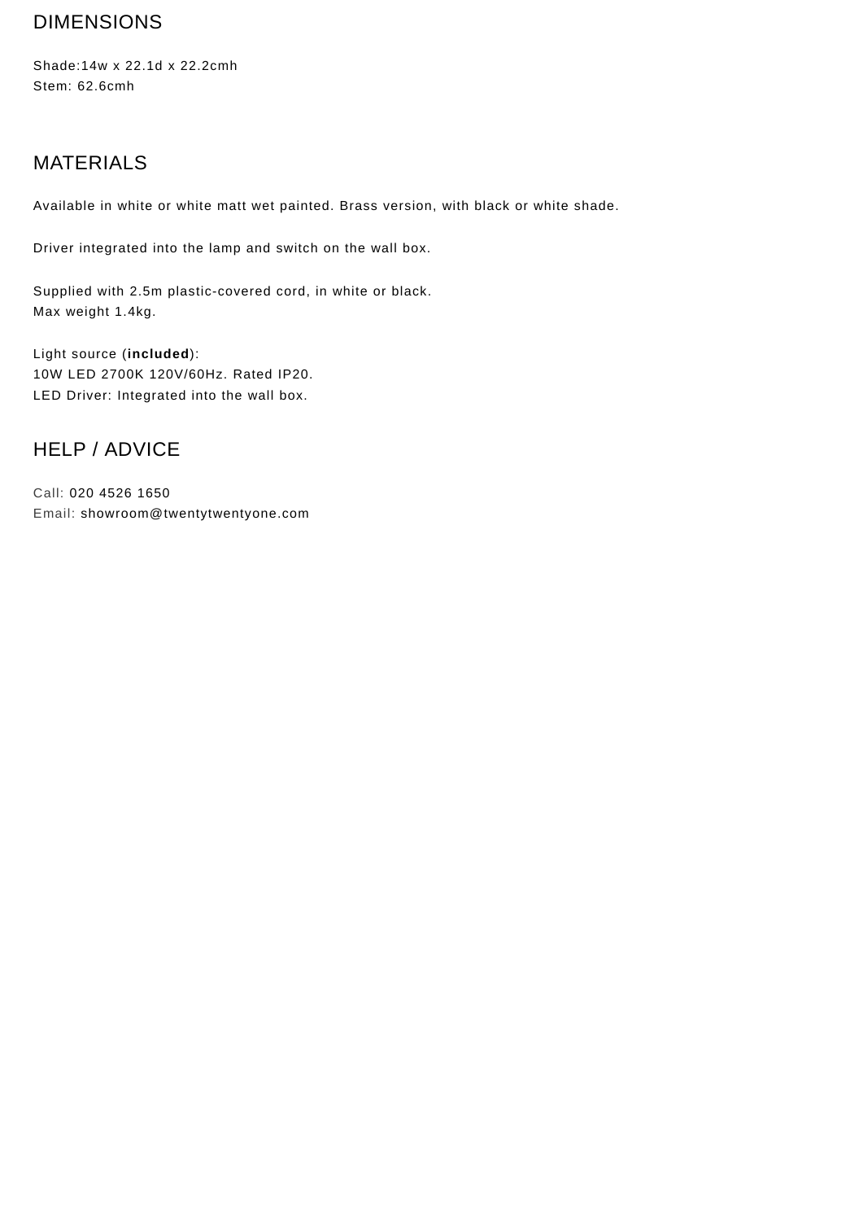## DIMENSIONS

Shade:14w x 22.1d x 22.2cmh
Stem: 62.6cmh

## MATERIALS

Available in white or white matt wet painted. Brass version, with black or white shade.

Driver integrated into the lamp and switch on the wall box.

Supplied with 2.5m plastic-covered cord, in white or black.
Max weight 1.4kg.

Light source (**included**):
10W LED 2700K 120V/60Hz. Rated IP20.
LED Driver: Integrated into the wall box.

## HELP / ADVICE

Call: 020 4526 1650
Email: showroom@twentytwentyone.com